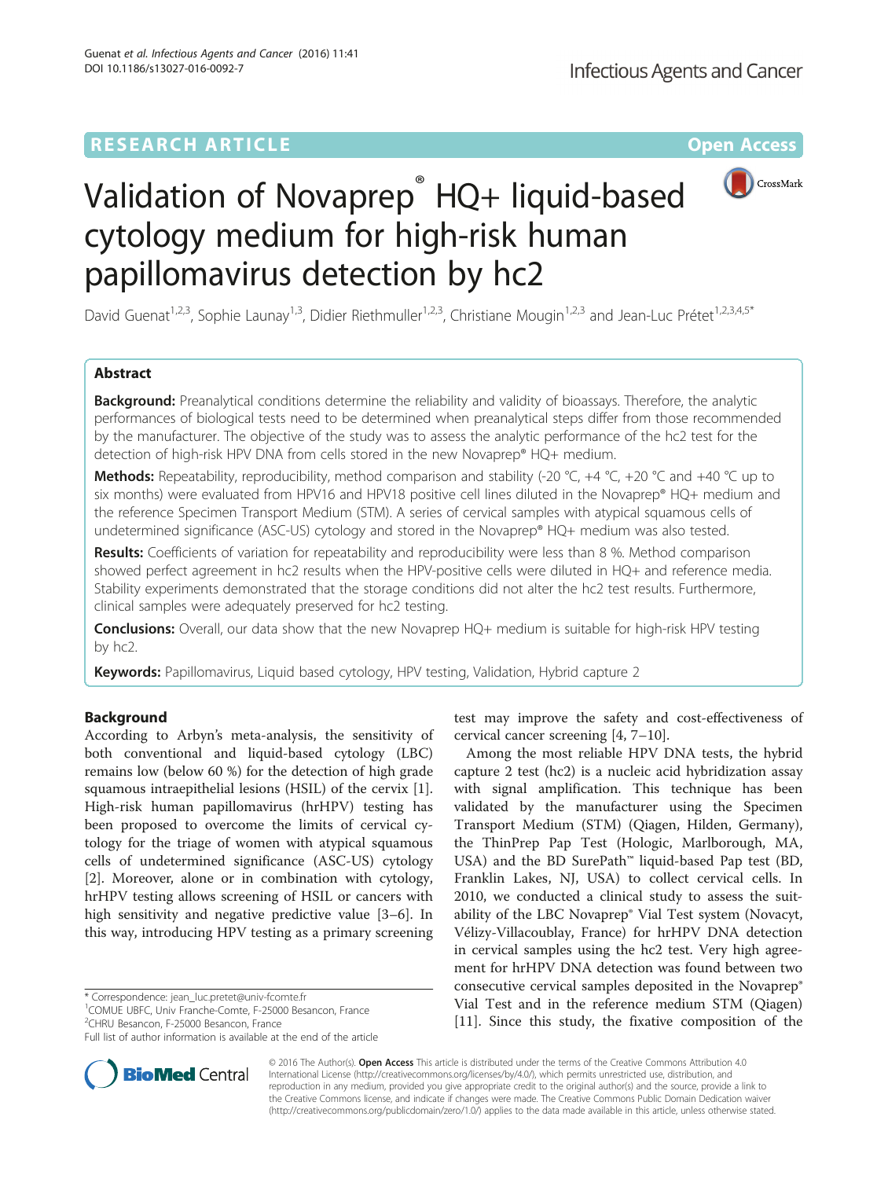RESEARCH ARTICLE

Open Access

# Validation of Novaprep® HQ+ liquid-based cytology medium for high-risk human papillomavirus detection by hc2

David Guenat[1,2,3], Sophie Launay[1,3], Didier Riethmuller[1,2,3], Christiane Mougin[1,2,3] and Jean-Luc Prétet[1,2,3,4,5*]

## Abstract

**Background:** Preanalytical conditions determine the reliability and validity of bioassays. Therefore, the analytic performances of biological tests need to be determined when preanalytical steps differ from those recommended by the manufacturer. The objective of the study was to assess the analytic performance of the hc2 test for the detection of high-risk HPV DNA from cells stored in the new Novaprep® HQ+ medium.

**Methods:** Repeatability, reproducibility, method comparison and stability (-20 °C, +4 °C, +20 °C and +40 °C up to six months) were evaluated from HPV16 and HPV18 positive cell lines diluted in the Novaprep® HQ+ medium and the reference Specimen Transport Medium (STM). A series of cervical samples with atypical squamous cells of undetermined significance (ASC-US) cytology and stored in the Novaprep® HQ+ medium was also tested.

**Results:** Coefficients of variation for repeatability and reproducibility were less than 8 %. Method comparison showed perfect agreement in hc2 results when the HPV-positive cells were diluted in HQ+ and reference media. Stability experiments demonstrated that the storage conditions did not alter the hc2 test results. Furthermore, clinical samples were adequately preserved for hc2 testing.

**Conclusions:** Overall, our data show that the new Novaprep HQ+ medium is suitable for high-risk HPV testing by hc2.

**Keywords:** Papillomavirus, Liquid based cytology, HPV testing, Validation, Hybrid capture 2

## Background

According to Arbyn's meta-analysis, the sensitivity of both conventional and liquid-based cytology (LBC) remains low (below 60 %) for the detection of high grade squamous intraepithelial lesions (HSIL) of the cervix [1]. High-risk human papillomavirus (hrHPV) testing has been proposed to overcome the limits of cervical cytology for the triage of women with atypical squamous cells of undetermined significance (ASC-US) cytology [2]. Moreover, alone or in combination with cytology, hrHPV testing allows screening of HSIL or cancers with high sensitivity and negative predictive value [3–6]. In this way, introducing HPV testing as a primary screening test may improve the safety and cost-effectiveness of cervical cancer screening [4, 7–10].

Among the most reliable HPV DNA tests, the hybrid capture 2 test (hc2) is a nucleic acid hybridization assay with signal amplification. This technique has been validated by the manufacturer using the Specimen Transport Medium (STM) (Qiagen, Hilden, Germany), the ThinPrep Pap Test (Hologic, Marlborough, MA, USA) and the BD SurePath™ liquid-based Pap test (BD, Franklin Lakes, NJ, USA) to collect cervical cells. In 2010, we conducted a clinical study to assess the suitability of the LBC Novaprep® Vial Test system (Novacyt, Vélizy-Villacoublay, France) for hrHPV DNA detection in cervical samples using the hc2 test. Very high agreement for hrHPV DNA detection was found between two consecutive cervical samples deposited in the Novaprep® Vial Test and in the reference medium STM (Qiagen) [11]. Since this study, the fixative composition of the

\* Correspondence: jean_luc.pretet@univ-fcomte.fr
[1]COMUE UBFC, Univ Franche-Comte, F-25000 Besancon, France
[2]CHRU Besancon, F-25000 Besancon, France
Full list of author information is available at the end of the article

© 2016 The Author(s). **Open Access** This article is distributed under the terms of the Creative Commons Attribution 4.0 International License (http://creativecommons.org/licenses/by/4.0/), which permits unrestricted use, distribution, and reproduction in any medium, provided you give appropriate credit to the original author(s) and the source, provide a link to the Creative Commons license, and indicate if changes were made. The Creative Commons Public Domain Dedication waiver (http://creativecommons.org/publicdomain/zero/1.0/) applies to the data made available in this article, unless otherwise stated.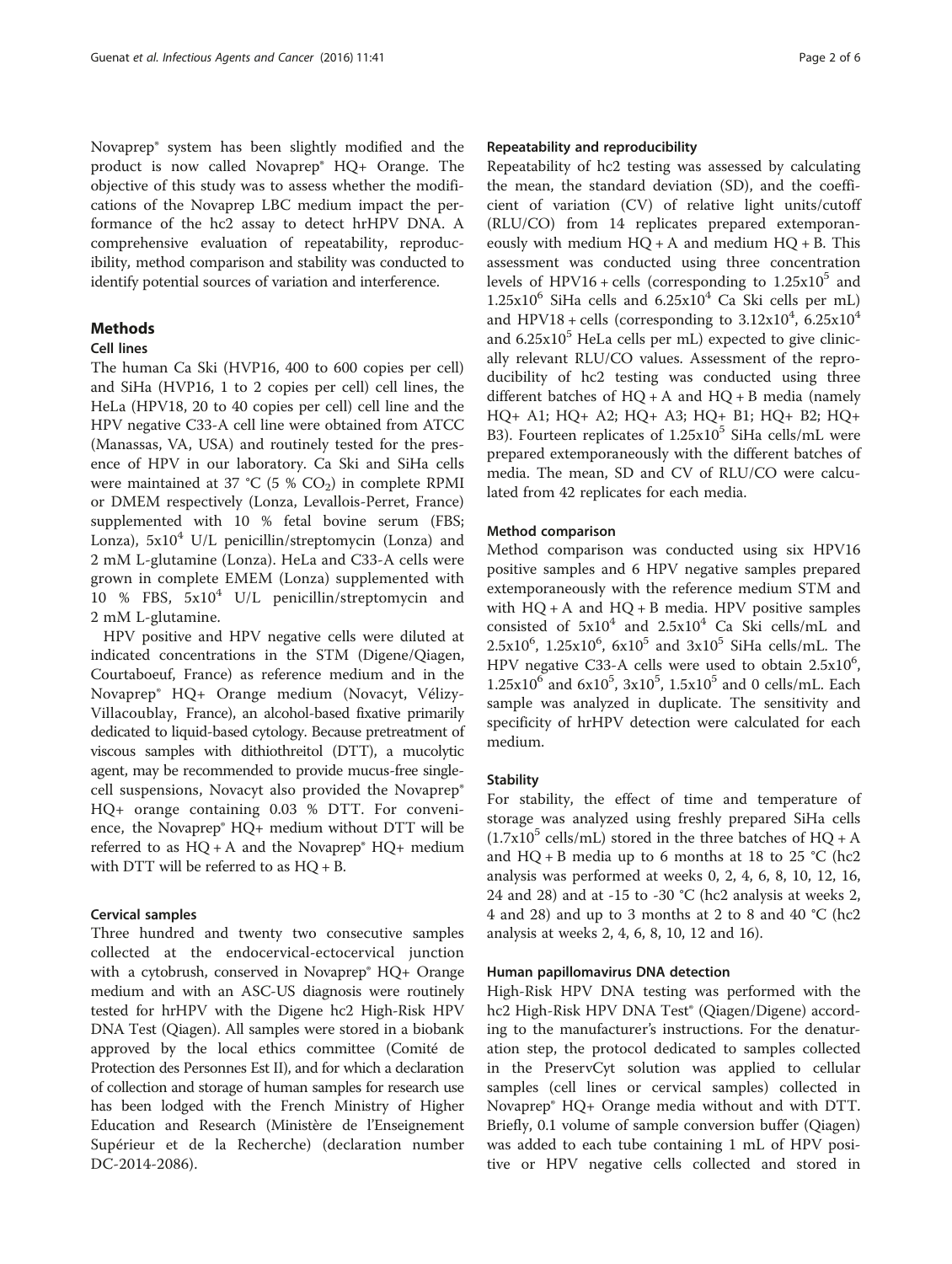Novaprep® system has been slightly modified and the product is now called Novaprep® HQ+ Orange. The objective of this study was to assess whether the modifications of the Novaprep LBC medium impact the performance of the hc2 assay to detect hrHPV DNA. A comprehensive evaluation of repeatability, reproducibility, method comparison and stability was conducted to identify potential sources of variation and interference.

## Methods

### Cell lines

The human Ca Ski (HVP16, 400 to 600 copies per cell) and SiHa (HVP16, 1 to 2 copies per cell) cell lines, the HeLa (HPV18, 20 to 40 copies per cell) cell line and the HPV negative C33-A cell line were obtained from ATCC (Manassas, VA, USA) and routinely tested for the presence of HPV in our laboratory. Ca Ski and SiHa cells were maintained at 37 °C (5 % $CO_2$) in complete RPMI or DMEM respectively (Lonza, Levallois-Perret, France) supplemented with 10 % fetal bovine serum (FBS; Lonza), $5x10^4$ U/L penicillin/streptomycin (Lonza) and 2 mM L-glutamine (Lonza). HeLa and C33-A cells were grown in complete EMEM (Lonza) supplemented with 10 % FBS, $5x10^4$ U/L penicillin/streptomycin and 2 mM L-glutamine.

HPV positive and HPV negative cells were diluted at indicated concentrations in the STM (Digene/Qiagen, Courtaboeuf, France) as reference medium and in the Novaprep® HQ+ Orange medium (Novacyt, Vélizy-Villacoublay, France), an alcohol-based fixative primarily dedicated to liquid-based cytology. Because pretreatment of viscous samples with dithiothreitol (DTT), a mucolytic agent, may be recommended to provide mucus-free single-cell suspensions, Novacyt also provided the Novaprep® HQ+ orange containing 0.03 % DTT. For convenience, the Novaprep® HQ+ medium without DTT will be referred to as HQ + A and the Novaprep® HQ+ medium with DTT will be referred to as HQ + B.

### Cervical samples

Three hundred and twenty two consecutive samples collected at the endocervical-ectocervical junction with a cytobrush, conserved in Novaprep® HQ+ Orange medium and with an ASC-US diagnosis were routinely tested for hrHPV with the Digene hc2 High-Risk HPV DNA Test (Qiagen). All samples were stored in a biobank approved by the local ethics committee (Comité de Protection des Personnes Est II), and for which a declaration of collection and storage of human samples for research use has been lodged with the French Ministry of Higher Education and Research (Ministère de l'Enseignement Supérieur et de la Recherche) (declaration number DC-2014-2086).

### Repeatability and reproducibility

Repeatability of hc2 testing was assessed by calculating the mean, the standard deviation (SD), and the coefficient of variation (CV) of relative light units/cutoff (RLU/CO) from 14 replicates prepared extemporaneously with medium HQ + A and medium HQ + B. This assessment was conducted using three concentration levels of HPV16 + cells (corresponding to $1.25x10^5$ and $1.25x10^6$ SiHa cells and $6.25x10^4$ Ca Ski cells per mL) and HPV18 + cells (corresponding to $3.12x10^4$, $6.25x10^4$ and $6.25x10^5$ HeLa cells per mL) expected to give clinically relevant RLU/CO values. Assessment of the reproducibility of hc2 testing was conducted using three different batches of HQ + A and HQ + B media (namely HQ+ A1; HQ+ A2; HQ+ A3; HQ+ B1; HQ+ B2; HQ+ B3). Fourteen replicates of $1.25x10^5$ SiHa cells/mL were prepared extemporaneously with the different batches of media. The mean, SD and CV of RLU/CO were calculated from 42 replicates for each media.

### Method comparison

Method comparison was conducted using six HPV16 positive samples and 6 HPV negative samples prepared extemporaneously with the reference medium STM and with HQ + A and HQ + B media. HPV positive samples consisted of $5x10^4$ and $2.5x10^4$ Ca Ski cells/mL and $2.5x10^6$, $1.25x10^6$, $6x10^5$ and $3x10^5$ SiHa cells/mL. The HPV negative C33-A cells were used to obtain $2.5x10^6$, $1.25x10^6$ and $6x10^5$, $3x10^5$, $1.5x10^5$ and 0 cells/mL. Each sample was analyzed in duplicate. The sensitivity and specificity of hrHPV detection were calculated for each medium.

### Stability

For stability, the effect of time and temperature of storage was analyzed using freshly prepared SiHa cells ($1.7x10^5$ cells/mL) stored in the three batches of HQ + A and HQ + B media up to 6 months at 18 to 25 °C (hc2 analysis was performed at weeks 0, 2, 4, 6, 8, 10, 12, 16, 24 and 28) and at -15 to -30 °C (hc2 analysis at weeks 2, 4 and 28) and up to 3 months at 2 to 8 and 40 °C (hc2 analysis at weeks 2, 4, 6, 8, 10, 12 and 16).

### Human papillomavirus DNA detection

High-Risk HPV DNA testing was performed with the hc2 High-Risk HPV DNA Test® (Qiagen/Digene) according to the manufacturer's instructions. For the denaturation step, the protocol dedicated to samples collected in the PreservCyt solution was applied to cellular samples (cell lines or cervical samples) collected in Novaprep® HQ+ Orange media without and with DTT. Briefly, 0.1 volume of sample conversion buffer (Qiagen) was added to each tube containing 1 mL of HPV positive or HPV negative cells collected and stored in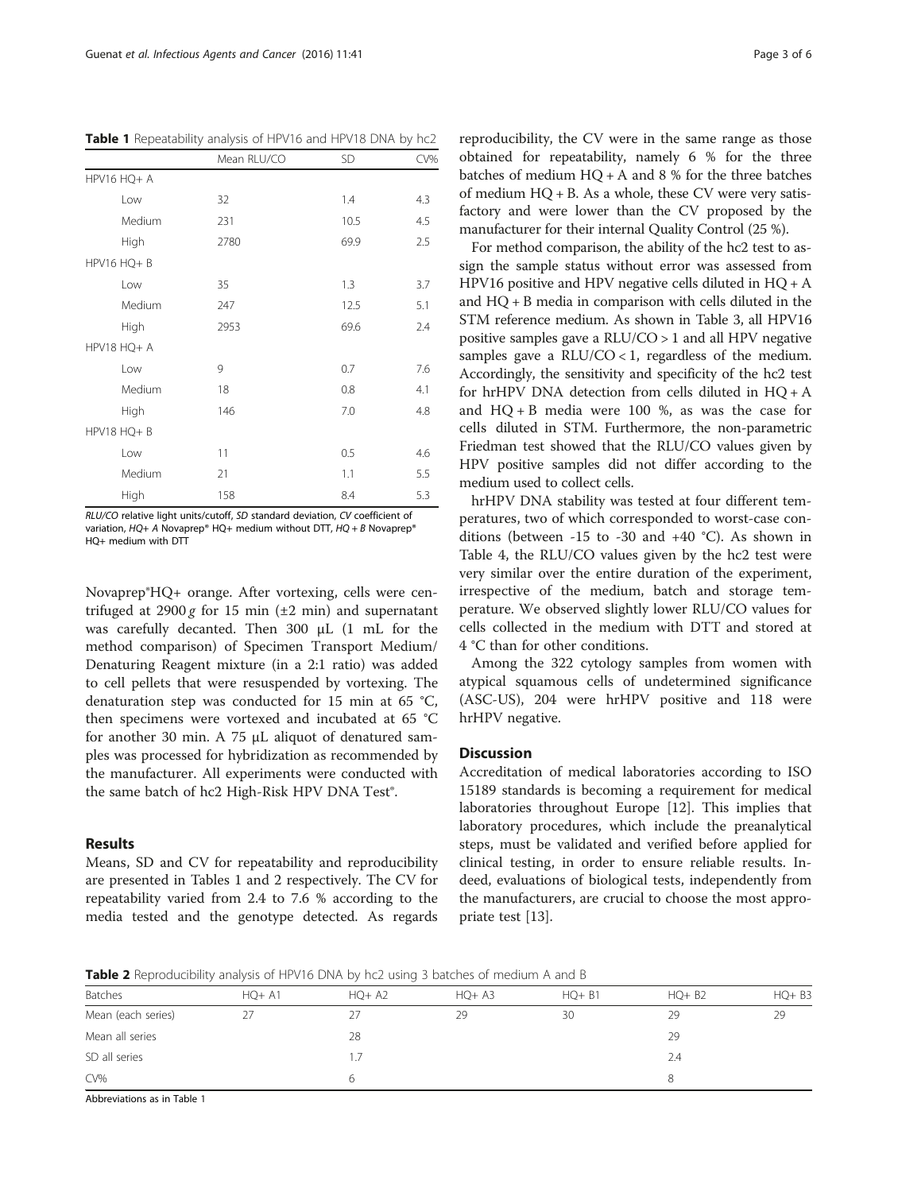**Table 1** Repeatability analysis of HPV16 and HPV18 DNA by hc2

| | Mean RLU/CO | SD | CV% |
|---|---|---|---|
| HPV16 HQ+ A | | | |
| Low | 32 | 1.4 | 4.3 |
| Medium | 231 | 10.5 | 4.5 |
| High | 2780 | 69.9 | 2.5 |
| HPV16 HQ+ B | | | |
| Low | 35 | 1.3 | 3.7 |
| Medium | 247 | 12.5 | 5.1 |
| High | 2953 | 69.6 | 2.4 |
| HPV18 HQ+ A | | | |
| Low | 9 | 0.7 | 7.6 |
| Medium | 18 | 0.8 | 4.1 |
| High | 146 | 7.0 | 4.8 |
| HPV18 HQ+ B | | | |
| Low | 11 | 0.5 | 4.6 |
| Medium | 21 | 1.1 | 5.5 |
| High | 158 | 8.4 | 5.3 |

*RLU/CO* relative light units/cutoff, *SD* standard deviation, *CV* coefficient of variation, *HQ+ A* Novaprep® HQ+ medium without DTT, *HQ + B* Novaprep® HQ+ medium with DTT

Novaprep®HQ+ orange. After vortexing, cells were centrifuged at 2900 *g* for 15 min (±2 min) and supernatant was carefully decanted. Then 300 μL (1 mL for the method comparison) of Specimen Transport Medium/Denaturing Reagent mixture (in a 2:1 ratio) was added to cell pellets that were resuspended by vortexing. The denaturation step was conducted for 15 min at 65 °C, then specimens were vortexed and incubated at 65 °C for another 30 min. A 75 μL aliquot of denatured samples was processed for hybridization as recommended by the manufacturer. All experiments were conducted with the same batch of hc2 High-Risk HPV DNA Test®.

## Results

Means, SD and CV for repeatability and reproducibility are presented in Tables 1 and 2 respectively. The CV for repeatability varied from 2.4 to 7.6 % according to the media tested and the genotype detected. As regards reproducibility, the CV were in the same range as those obtained for repeatability, namely 6 % for the three batches of medium HQ + A and 8 % for the three batches of medium HQ + B. As a whole, these CV were very satisfactory and were lower than the CV proposed by the manufacturer for their internal Quality Control (25 %).

For method comparison, the ability of the hc2 test to assign the sample status without error was assessed from HPV16 positive and HPV negative cells diluted in HQ + A and HQ + B media in comparison with cells diluted in the STM reference medium. As shown in Table 3, all HPV16 positive samples gave a RLU/CO > 1 and all HPV negative samples gave a RLU/CO < 1, regardless of the medium. Accordingly, the sensitivity and specificity of the hc2 test for hrHPV DNA detection from cells diluted in HQ + A and HQ + B media were 100 %, as was the case for cells diluted in STM. Furthermore, the non-parametric Friedman test showed that the RLU/CO values given by HPV positive samples did not differ according to the medium used to collect cells.

hrHPV DNA stability was tested at four different temperatures, two of which corresponded to worst-case conditions (between -15 to -30 and +40 °C). As shown in Table 4, the RLU/CO values given by the hc2 test were very similar over the entire duration of the experiment, irrespective of the medium, batch and storage temperature. We observed slightly lower RLU/CO values for cells collected in the medium with DTT and stored at 4 °C than for other conditions.

Among the 322 cytology samples from women with atypical squamous cells of undetermined significance (ASC-US), 204 were hrHPV positive and 118 were hrHPV negative.

## Discussion

Accreditation of medical laboratories according to ISO 15189 standards is becoming a requirement for medical laboratories throughout Europe [12]. This implies that laboratory procedures, which include the preanalytical steps, must be validated and verified before applied for clinical testing, in order to ensure reliable results. Indeed, evaluations of biological tests, independently from the manufacturers, are crucial to choose the most appropriate test [13].

**Table 2** Reproducibility analysis of HPV16 DNA by hc2 using 3 batches of medium A and B

| Batches | HQ+ A1 | HQ+ A2 | HQ+ A3 | HQ+ B1 | HQ+ B2 | HQ+ B3 |
|---|---|---|---|---|---|---|
| Mean (each series) | 27 | 27 | 29 | 30 | 29 | 29 |
| Mean all series | | 28 | | | 29 | |
| SD all series | | 1.7 | | | 2.4 | |
| CV% | | 6 | | | 8 | |

Abbreviations as in Table 1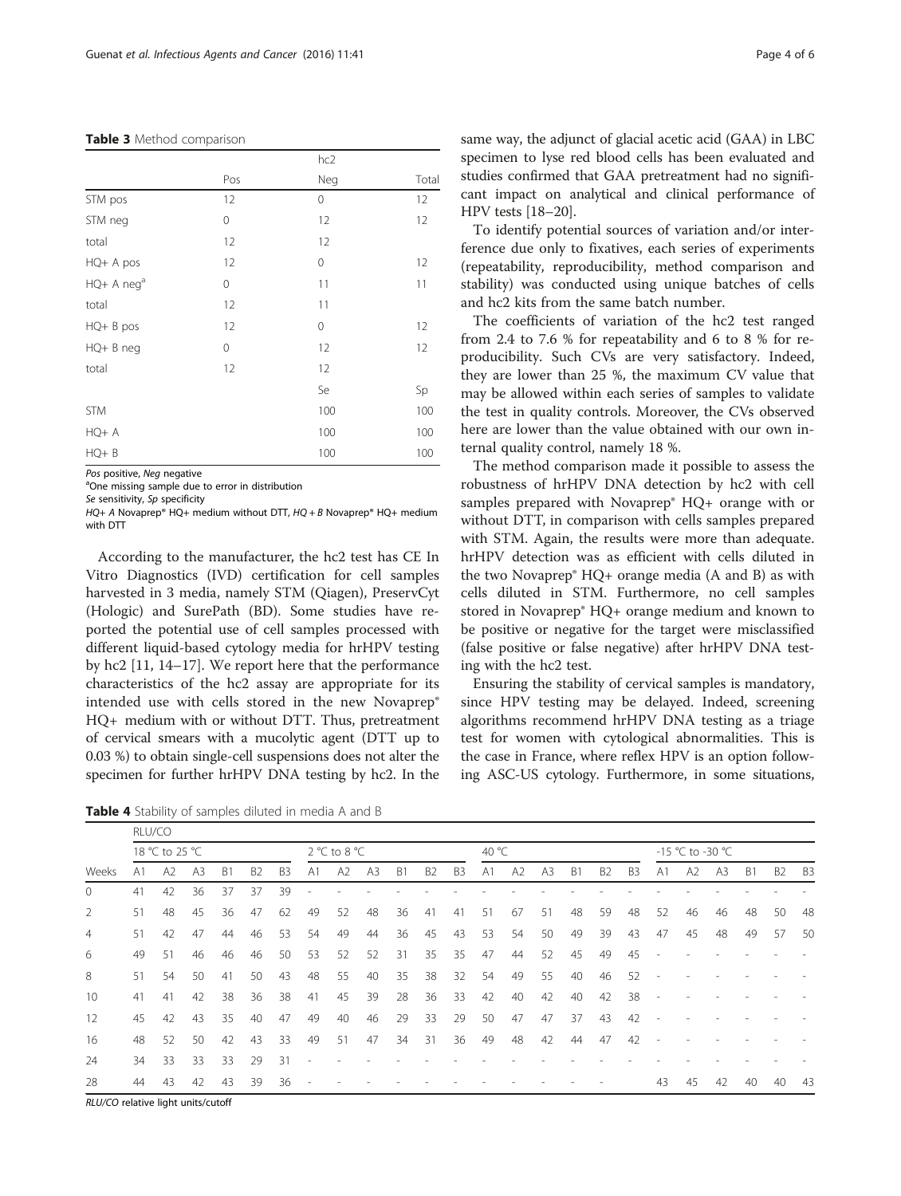**Table 3** Method comparison

| | hc2 | | |
|---|---|---|---|
| | Pos | Neg | Total |
| STM pos | 12 | 0 | 12 |
| STM neg | 0 | 12 | 12 |
| total | 12 | 12 | |
| HQ+ A pos | 12 | 0 | 12 |
| HQ+ A neg[a] | 0 | 11 | 11 |
| total | 12 | 11 | |
| HQ+ B pos | 12 | 0 | 12 |
| HQ+ B neg | 0 | 12 | 12 |
| total | 12 | 12 | |
| | | Se | Sp |
| STM | | 100 | 100 |
| HQ+ A | | 100 | 100 |
| HQ+ B | | 100 | 100 |

*Pos* positive, *Neg* negative

[a]One missing sample due to error in distribution

*Se* sensitivity, *Sp* specificity

*HQ+ A* Novaprep® HQ+ medium without DTT, *HQ + B* Novaprep® HQ+ medium with DTT

According to the manufacturer, the hc2 test has CE In Vitro Diagnostics (IVD) certification for cell samples harvested in 3 media, namely STM (Qiagen), PreservCyt (Hologic) and SurePath (BD). Some studies have reported the potential use of cell samples processed with different liquid-based cytology media for hrHPV testing by hc2 [11, 14–17]. We report here that the performance characteristics of the hc2 assay are appropriate for its intended use with cells stored in the new Novaprep® HQ+ medium with or without DTT. Thus, pretreatment of cervical smears with a mucolytic agent (DTT up to 0.03 %) to obtain single-cell suspensions does not alter the specimen for further hrHPV DNA testing by hc2. In the same way, the adjunct of glacial acetic acid (GAA) in LBC specimen to lyse red blood cells has been evaluated and studies confirmed that GAA pretreatment had no significant impact on analytical and clinical performance of HPV tests [18–20].

To identify potential sources of variation and/or interference due only to fixatives, each series of experiments (repeatability, reproducibility, method comparison and stability) was conducted using unique batches of cells and hc2 kits from the same batch number.

The coefficients of variation of the hc2 test ranged from 2.4 to 7.6 % for repeatability and 6 to 8 % for reproducibility. Such CVs are very satisfactory. Indeed, they are lower than 25 %, the maximum CV value that may be allowed within each series of samples to validate the test in quality controls. Moreover, the CVs observed here are lower than the value obtained with our own internal quality control, namely 18 %.

The method comparison made it possible to assess the robustness of hrHPV DNA detection by hc2 with cell samples prepared with Novaprep® HQ+ orange with or without DTT, in comparison with cells samples prepared with STM. Again, the results were more than adequate. hrHPV detection was as efficient with cells diluted in the two Novaprep® HQ+ orange media (A and B) as with cells diluted in STM. Furthermore, no cell samples stored in Novaprep® HQ+ orange medium and known to be positive or negative for the target were misclassified (false positive or false negative) after hrHPV DNA testing with the hc2 test.

Ensuring the stability of cervical samples is mandatory, since HPV testing may be delayed. Indeed, screening algorithms recommend hrHPV DNA testing as a triage test for women with cytological abnormalities. This is the case in France, where reflex HPV is an option following ASC-US cytology. Furthermore, in some situations,

**Table 4** Stability of samples diluted in media A and B

| | RLU/CO | | | | | | | | | | | | | | | | | | | | | | | |
|---|---|---|---|---|---|---|---|---|---|---|---|---|---|---|---|---|---|---|---|---|---|---|---|---|
| | 18 °C to 25 °C | | | | | | 2 °C to 8 °C | | | | | | 40 °C | | | | | | -15 °C to -30 °C | | | | | |
| Weeks | A1 | A2 | A3 | B1 | B2 | B3 | A1 | A2 | A3 | B1 | B2 | B3 | A1 | A2 | A3 | B1 | B2 | B3 | A1 | A2 | A3 | B1 | B2 | B3 |
| 0 | 41 | 42 | 36 | 37 | 37 | 39 | - | - | - | - | - | - | - | - | - | - | - | - | - | - | - | - | - | - |
| 2 | 51 | 48 | 45 | 36 | 47 | 62 | 49 | 52 | 48 | 36 | 41 | 41 | 51 | 67 | 51 | 48 | 59 | 48 | 52 | 46 | 46 | 48 | 50 | 48 |
| 4 | 51 | 42 | 47 | 44 | 46 | 53 | 54 | 49 | 44 | 36 | 45 | 43 | 53 | 54 | 50 | 49 | 39 | 43 | 47 | 45 | 48 | 49 | 57 | 50 |
| 6 | 49 | 51 | 46 | 46 | 46 | 50 | 53 | 52 | 52 | 31 | 35 | 35 | 47 | 44 | 52 | 45 | 49 | 45 | - | - | - | - | - | - |
| 8 | 51 | 54 | 50 | 41 | 50 | 43 | 48 | 55 | 40 | 35 | 38 | 32 | 54 | 49 | 55 | 40 | 46 | 52 | - | - | - | - | - | - |
| 10 | 41 | 41 | 42 | 38 | 36 | 38 | 41 | 45 | 39 | 28 | 36 | 33 | 42 | 40 | 42 | 40 | 42 | 38 | - | - | - | - | - | - |
| 12 | 45 | 42 | 43 | 35 | 40 | 47 | 49 | 40 | 46 | 29 | 33 | 29 | 50 | 47 | 47 | 37 | 43 | 42 | - | - | - | - | - | - |
| 16 | 48 | 52 | 50 | 42 | 43 | 33 | 49 | 51 | 47 | 34 | 31 | 36 | 49 | 48 | 42 | 44 | 47 | 42 | - | - | - | - | - | - |
| 24 | 34 | 33 | 33 | 33 | 29 | 31 | - | - | - | - | - | - | - | - | - | - | - | - | - | - | - | - | - | - |
| 28 | 44 | 43 | 42 | 43 | 39 | 36 | - | - | - | - | - | - | - | - | - | - | - | | 43 | 45 | 42 | 40 | 40 | 43 |

*RLU/CO* relative light units/cutoff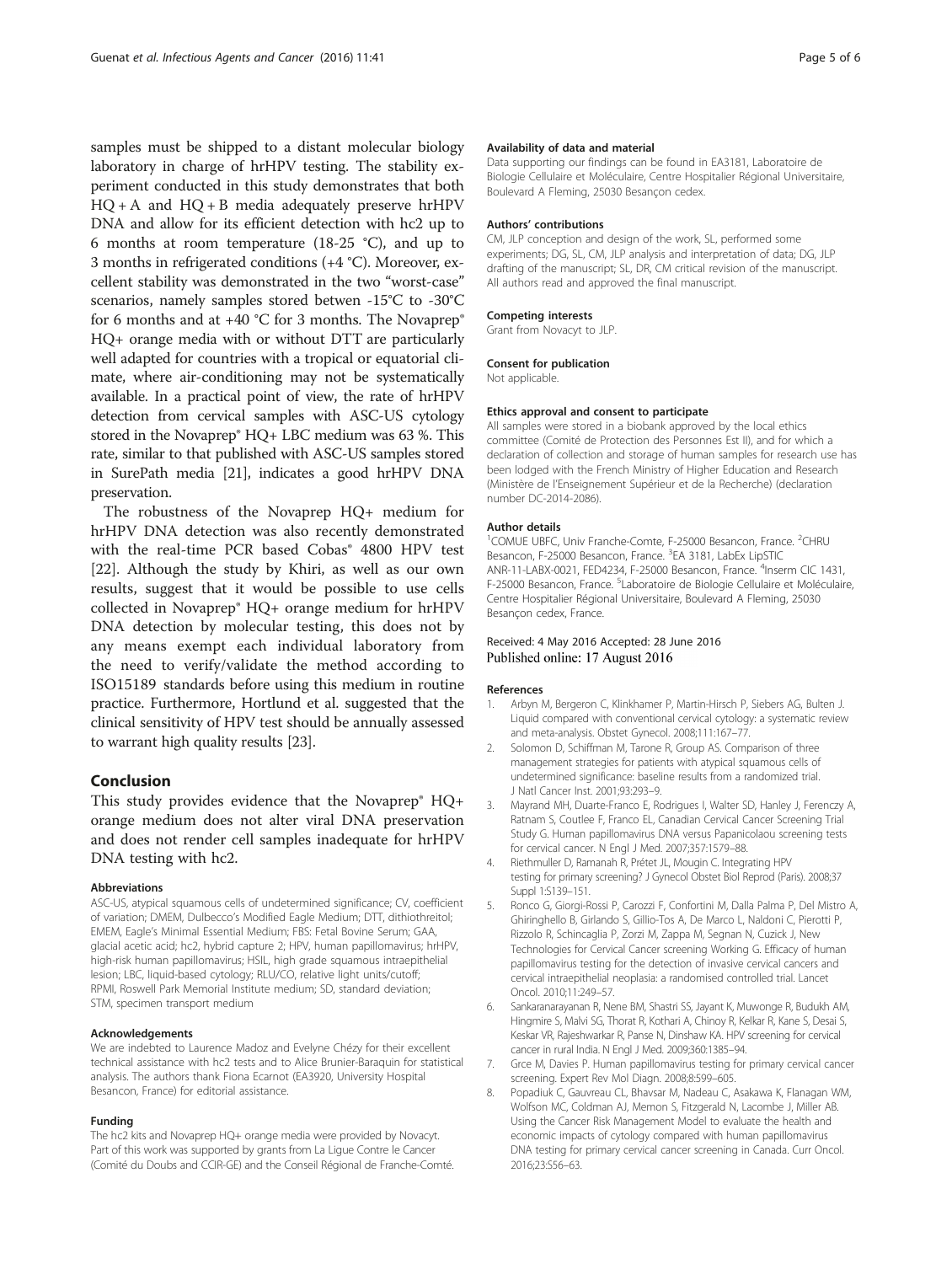samples must be shipped to a distant molecular biology laboratory in charge of hrHPV testing. The stability experiment conducted in this study demonstrates that both HQ + A and HQ + B media adequately preserve hrHPV DNA and allow for its efficient detection with hc2 up to 6 months at room temperature (18-25 °C), and up to 3 months in refrigerated conditions (+4 °C). Moreover, excellent stability was demonstrated in the two "worst-case" scenarios, namely samples stored betwen -15°C to -30°C for 6 months and at +40 °C for 3 months. The Novaprep® HQ+ orange media with or without DTT are particularly well adapted for countries with a tropical or equatorial climate, where air-conditioning may not be systematically available. In a practical point of view, the rate of hrHPV detection from cervical samples with ASC-US cytology stored in the Novaprep® HQ+ LBC medium was 63 %. This rate, similar to that published with ASC-US samples stored in SurePath media [21], indicates a good hrHPV DNA preservation.

The robustness of the Novaprep HQ+ medium for hrHPV DNA detection was also recently demonstrated with the real-time PCR based Cobas® 4800 HPV test [22]. Although the study by Khiri, as well as our own results, suggest that it would be possible to use cells collected in Novaprep® HQ+ orange medium for hrHPV DNA detection by molecular testing, this does not by any means exempt each individual laboratory from the need to verify/validate the method according to ISO15189 standards before using this medium in routine practice. Furthermore, Hortlund et al. suggested that the clinical sensitivity of HPV test should be annually assessed to warrant high quality results [23].

## Conclusion

This study provides evidence that the Novaprep® HQ+ orange medium does not alter viral DNA preservation and does not render cell samples inadequate for hrHPV DNA testing with hc2.

#### Abbreviations

ASC-US, atypical squamous cells of undetermined significance; CV, coefficient of variation; DMEM, Dulbecco's Modified Eagle Medium; DTT, dithiothreitol; EMEM, Eagle's Minimal Essential Medium; FBS: Fetal Bovine Serum; GAA, glacial acetic acid; hc2, hybrid capture 2; HPV, human papillomavirus; hrHPV, high-risk human papillomavirus; HSIL, high grade squamous intraepithelial lesion; LBC, liquid-based cytology; RLU/CO, relative light units/cutoff; RPMI, Roswell Park Memorial Institute medium; SD, standard deviation; STM, specimen transport medium

#### Acknowledgements

We are indebted to Laurence Madoz and Evelyne Chézy for their excellent technical assistance with hc2 tests and to Alice Brunier-Baraquin for statistical analysis. The authors thank Fiona Ecarnot (EA3920, University Hospital Besancon, France) for editorial assistance.

#### Funding

The hc2 kits and Novaprep HQ+ orange media were provided by Novacyt. Part of this work was supported by grants from La Ligue Contre le Cancer (Comité du Doubs and CCIR-GE) and the Conseil Régional de Franche-Comté.

#### Availability of data and material

Data supporting our findings can be found in EA3181, Laboratoire de Biologie Cellulaire et Moléculaire, Centre Hospitalier Régional Universitaire, Boulevard A Fleming, 25030 Besançon cedex.

#### Authors' contributions

CM, JLP conception and design of the work, SL, performed some experiments; DG, SL, CM, JLP analysis and interpretation of data; DG, JLP drafting of the manuscript; SL, DR, CM critical revision of the manuscript. All authors read and approved the final manuscript.

#### Competing interests

Grant from Novacyt to JLP.

#### Consent for publication

Not applicable.

#### Ethics approval and consent to participate

All samples were stored in a biobank approved by the local ethics committee (Comité de Protection des Personnes Est II), and for which a declaration of collection and storage of human samples for research use has been lodged with the French Ministry of Higher Education and Research (Ministère de l'Enseignement Supérieur et de la Recherche) (declaration number DC-2014-2086).

#### Author details

[1]COMUE UBFC, Univ Franche-Comte, F-25000 Besancon, France. [2]CHRU Besancon, F-25000 Besancon, France. [3]EA 3181, LabEx LipSTIC ANR-11-LABX-0021, FED4234, F-25000 Besancon, France. [4]Inserm CIC 1431, F-25000 Besancon, France. [5]Laboratoire de Biologie Cellulaire et Moléculaire, Centre Hospitalier Régional Universitaire, Boulevard A Fleming, 25030 Besançon cedex, France.

Received: 4 May 2016 Accepted: 28 June 2016
Published online: 17 August 2016

#### References

1. Arbyn M, Bergeron C, Klinkhamer P, Martin-Hirsch P, Siebers AG, Bulten J. Liquid compared with conventional cervical cytology: a systematic review and meta-analysis. Obstet Gynecol. 2008;111:167–77.
2. Solomon D, Schiffman M, Tarone R, Group AS. Comparison of three management strategies for patients with atypical squamous cells of undetermined significance: baseline results from a randomized trial. J Natl Cancer Inst. 2001;93:293–9.
3. Mayrand MH, Duarte-Franco E, Rodrigues I, Walter SD, Hanley J, Ferenczy A, Ratnam S, Coutlee F, Franco EL, Canadian Cervical Cancer Screening Trial Study G. Human papillomavirus DNA versus Papanicolaou screening tests for cervical cancer. N Engl J Med. 2007;357:1579–88.
4. Riethmuller D, Ramanah R, Prétet JL, Mougin C. Integrating HPV testing for primary screening? J Gynecol Obstet Biol Reprod (Paris). 2008;37 Suppl 1:S139–151.
5. Ronco G, Giorgi-Rossi P, Carozzi F, Confortini M, Dalla Palma P, Del Mistro A, Ghiringhello B, Girlando S, Gillio-Tos A, De Marco L, Naldoni C, Pierotti P, Rizzolo R, Schincaglia P, Zorzi M, Zappa M, Segnan N, Cuzick J, New Technologies for Cervical Cancer screening Working G. Efficacy of human papillomavirus testing for the detection of invasive cervical cancers and cervical intraepithelial neoplasia: a randomised controlled trial. Lancet Oncol. 2010;11:249–57.
6. Sankaranarayanan R, Nene BM, Shastri SS, Jayant K, Muwonge R, Budukh AM, Hingmire S, Malvi SG, Thorat R, Kothari A, Chinoy R, Kelkar R, Kane S, Desai S, Keskar VR, Rajeshwarkar R, Panse N, Dinshaw KA. HPV screening for cervical cancer in rural India. N Engl J Med. 2009;360:1385–94.
7. Grce M, Davies P. Human papillomavirus testing for primary cervical cancer screening. Expert Rev Mol Diagn. 2008;8:599–605.
8. Popadiuk C, Gauvreau CL, Bhavsar M, Nadeau C, Asakawa K, Flanagan WM, Wolfson MC, Coldman AJ, Memon S, Fitzgerald N, Lacombe J, Miller AB. Using the Cancer Risk Management Model to evaluate the health and economic impacts of cytology compared with human papillomavirus DNA testing for primary cervical cancer screening in Canada. Curr Oncol. 2016;23:S56–63.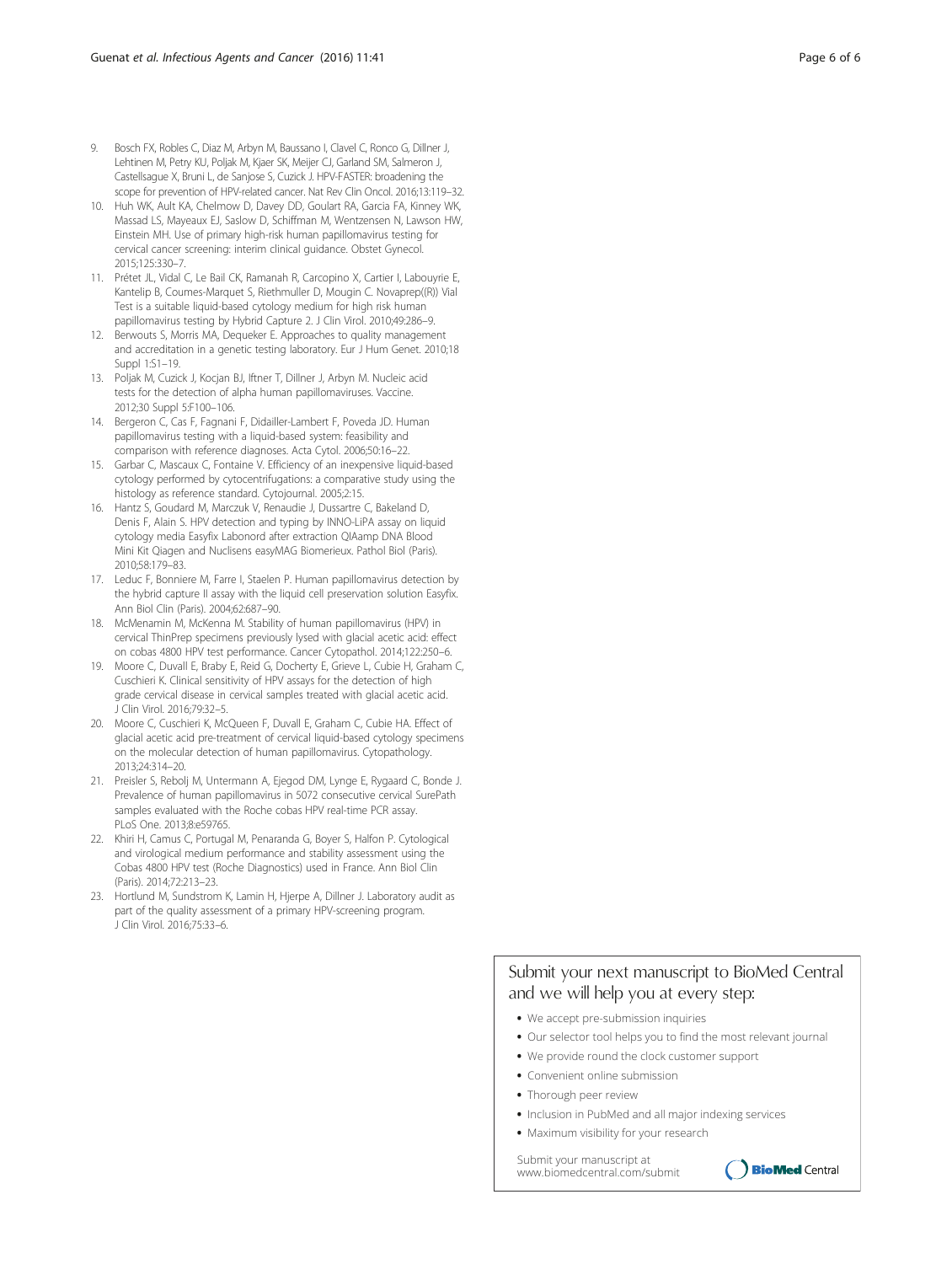9. Bosch FX, Robles C, Diaz M, Arbyn M, Baussano I, Clavel C, Ronco G, Dillner J, Lehtinen M, Petry KU, Poljak M, Kjaer SK, Meijer CJ, Garland SM, Salmeron J, Castellsague X, Bruni L, de Sanjose S, Cuzick J. HPV-FASTER: broadening the scope for prevention of HPV-related cancer. Nat Rev Clin Oncol. 2016;13:119–32.
10. Huh WK, Ault KA, Chelmow D, Davey DD, Goulart RA, Garcia FA, Kinney WK, Massad LS, Mayeaux EJ, Saslow D, Schiffman M, Wentzensen N, Lawson HW, Einstein MH. Use of primary high-risk human papillomavirus testing for cervical cancer screening: interim clinical guidance. Obstet Gynecol. 2015;125:330–7.
11. Prétet JL, Vidal C, Le Bail CK, Ramanah R, Carcopino X, Cartier I, Labouyrie E, Kantelip B, Coumes-Marquet S, Riethmuller D, Mougin C. Novaprep((R)) Vial Test is a suitable liquid-based cytology medium for high risk human papillomavirus testing by Hybrid Capture 2. J Clin Virol. 2010;49:286–9.
12. Berwouts S, Morris MA, Dequeker E. Approaches to quality management and accreditation in a genetic testing laboratory. Eur J Hum Genet. 2010;18 Suppl 1:S1–19.
13. Poljak M, Cuzick J, Kocjan BJ, Iftner T, Dillner J, Arbyn M. Nucleic acid tests for the detection of alpha human papillomaviruses. Vaccine. 2012;30 Suppl 5:F100–106.
14. Bergeron C, Cas F, Fagnani F, Didailler-Lambert F, Poveda JD. Human papillomavirus testing with a liquid-based system: feasibility and comparison with reference diagnoses. Acta Cytol. 2006;50:16–22.
15. Garbar C, Mascaux C, Fontaine V. Efficiency of an inexpensive liquid-based cytology performed by cytocentrifugations: a comparative study using the histology as reference standard. Cytojournal. 2005;2:15.
16. Hantz S, Goudard M, Marczuk V, Renaudie J, Dussartre C, Bakeland D, Denis F, Alain S. HPV detection and typing by INNO-LiPA assay on liquid cytology media Easyfix Labonord after extraction QIAamp DNA Blood Mini Kit Qiagen and Nuclisens easyMAG Biomerieux. Pathol Biol (Paris). 2010;58:179–83.
17. Leduc F, Bonniere M, Farre I, Staelen P. Human papillomavirus detection by the hybrid capture II assay with the liquid cell preservation solution Easyfix. Ann Biol Clin (Paris). 2004;62:687–90.
18. McMenamin M, McKenna M. Stability of human papillomavirus (HPV) in cervical ThinPrep specimens previously lysed with glacial acetic acid: effect on cobas 4800 HPV test performance. Cancer Cytopathol. 2014;122:250–6.
19. Moore C, Duvall E, Braby E, Reid G, Docherty E, Grieve L, Cubie H, Graham C, Cuschieri K. Clinical sensitivity of HPV assays for the detection of high grade cervical disease in cervical samples treated with glacial acetic acid. J Clin Virol. 2016;79:32–5.
20. Moore C, Cuschieri K, McQueen F, Duvall E, Graham C, Cubie HA. Effect of glacial acetic acid pre-treatment of cervical liquid-based cytology specimens on the molecular detection of human papillomavirus. Cytopathology. 2013;24:314–20.
21. Preisler S, Rebolj M, Untermann A, Ejegod DM, Lynge E, Rygaard C, Bonde J. Prevalence of human papillomavirus in 5072 consecutive cervical SurePath samples evaluated with the Roche cobas HPV real-time PCR assay. PLoS One. 2013;8:e59765.
22. Khiri H, Camus C, Portugal M, Penaranda G, Boyer S, Halfon P. Cytological and virological medium performance and stability assessment using the Cobas 4800 HPV test (Roche Diagnostics) used in France. Ann Biol Clin (Paris). 2014;72:213–23.
23. Hortlund M, Sundstrom K, Lamin H, Hjerpe A, Dillner J. Laboratory audit as part of the quality assessment of a primary HPV-screening program. J Clin Virol. 2016;75:33–6.

Submit your next manuscript to BioMed Central and we will help you at every step:

- We accept pre-submission inquiries
- Our selector tool helps you to find the most relevant journal
- We provide round the clock customer support
- Convenient online submission
- Thorough peer review
- Inclusion in PubMed and all major indexing services
- Maximum visibility for your research

Submit your manuscript at
www.biomedcentral.com/submit

BioMed Central